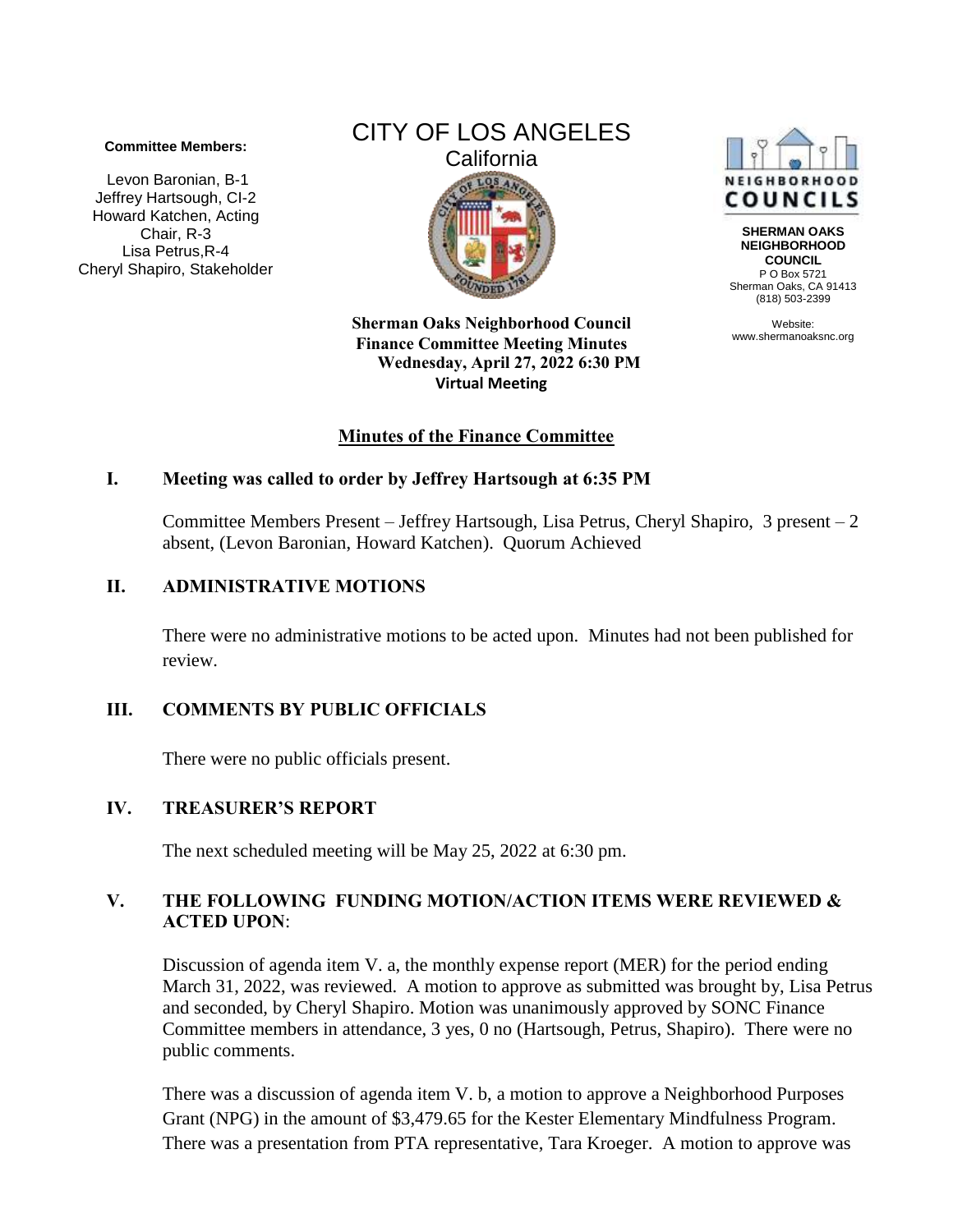**Committee Members:**

Levon Baronian, B-1
Jeffrey Hartsough, CI-2
Howard Katchen, Acting Chair, R-3
Lisa Petrus,R-4
Cheryl Shapiro, Stakeholder

CITY OF LOS ANGELES
California

NEIGHBORHOOD COUNCILS

**SHERMAN OAKS NEIGHBORHOOD COUNCIL**
P O Box 5721
Sherman Oaks, CA 91413
(818) 503-2399

Website:
www.shermanoaksnc.org

**Sherman Oaks Neighborhood Council**
**Finance Committee Meeting Minutes**
**Wednesday, April 27, 2022 6:30 PM**
**Virtual Meeting**

## Minutes of the Finance Committee

### I. Meeting was called to order by Jeffrey Hartsough at 6:35 PM

Committee Members Present – Jeffrey Hartsough, Lisa Petrus, Cheryl Shapiro, 3 present – 2 absent, (Levon Baronian, Howard Katchen). Quorum Achieved

### II. ADMINISTRATIVE MOTIONS

There were no administrative motions to be acted upon. Minutes had not been published for review.

### III. COMMENTS BY PUBLIC OFFICIALS

There were no public officials present.

### IV. TREASURER'S REPORT

The next scheduled meeting will be May 25, 2022 at 6:30 pm.

### V. THE FOLLOWING FUNDING MOTION/ACTION ITEMS WERE REVIEWED & ACTED UPON:

Discussion of agenda item V. a, the monthly expense report (MER) for the period ending March 31, 2022, was reviewed. A motion to approve as submitted was brought by, Lisa Petrus and seconded, by Cheryl Shapiro. Motion was unanimously approved by SONC Finance Committee members in attendance, 3 yes, 0 no (Hartsough, Petrus, Shapiro). There were no public comments.

There was a discussion of agenda item V. b, a motion to approve a Neighborhood Purposes Grant (NPG) in the amount of $3,479.65 for the Kester Elementary Mindfulness Program. There was a presentation from PTA representative, Tara Kroeger. A motion to approve was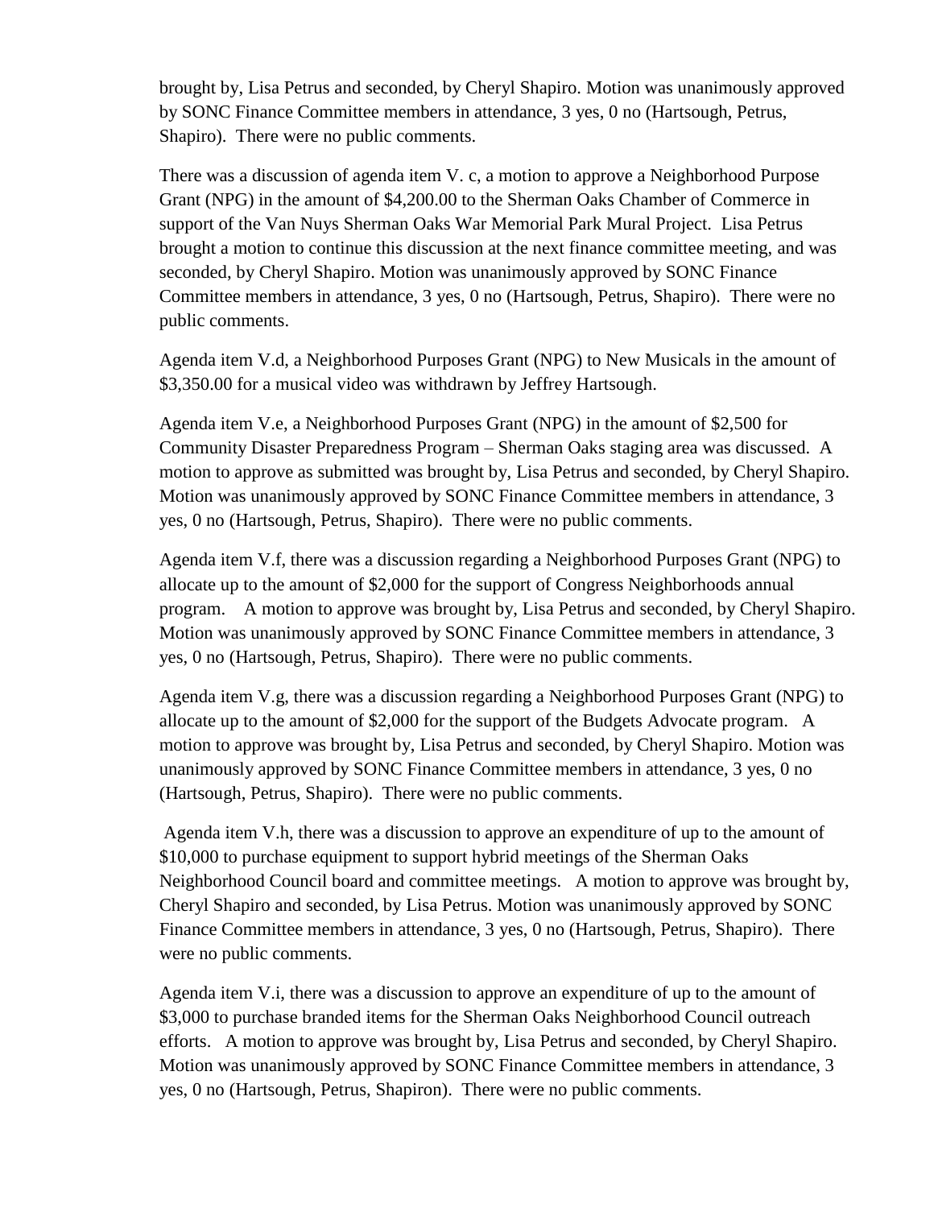brought by, Lisa Petrus and seconded, by Cheryl Shapiro. Motion was unanimously approved by SONC Finance Committee members in attendance, 3 yes, 0 no (Hartsough, Petrus, Shapiro). There were no public comments.

There was a discussion of agenda item V. c, a motion to approve a Neighborhood Purpose Grant (NPG) in the amount of $4,200.00 to the Sherman Oaks Chamber of Commerce in support of the Van Nuys Sherman Oaks War Memorial Park Mural Project. Lisa Petrus brought a motion to continue this discussion at the next finance committee meeting, and was seconded, by Cheryl Shapiro. Motion was unanimously approved by SONC Finance Committee members in attendance, 3 yes, 0 no (Hartsough, Petrus, Shapiro). There were no public comments.

Agenda item V.d, a Neighborhood Purposes Grant (NPG) to New Musicals in the amount of $3,350.00 for a musical video was withdrawn by Jeffrey Hartsough.

Agenda item V.e, a Neighborhood Purposes Grant (NPG) in the amount of $2,500 for Community Disaster Preparedness Program – Sherman Oaks staging area was discussed. A motion to approve as submitted was brought by, Lisa Petrus and seconded, by Cheryl Shapiro. Motion was unanimously approved by SONC Finance Committee members in attendance, 3 yes, 0 no (Hartsough, Petrus, Shapiro). There were no public comments.

Agenda item V.f, there was a discussion regarding a Neighborhood Purposes Grant (NPG) to allocate up to the amount of $2,000 for the support of Congress Neighborhoods annual program. A motion to approve was brought by, Lisa Petrus and seconded, by Cheryl Shapiro. Motion was unanimously approved by SONC Finance Committee members in attendance, 3 yes, 0 no (Hartsough, Petrus, Shapiro). There were no public comments.

Agenda item V.g, there was a discussion regarding a Neighborhood Purposes Grant (NPG) to allocate up to the amount of $2,000 for the support of the Budgets Advocate program. A motion to approve was brought by, Lisa Petrus and seconded, by Cheryl Shapiro. Motion was unanimously approved by SONC Finance Committee members in attendance, 3 yes, 0 no (Hartsough, Petrus, Shapiro). There were no public comments.

Agenda item V.h, there was a discussion to approve an expenditure of up to the amount of $10,000 to purchase equipment to support hybrid meetings of the Sherman Oaks Neighborhood Council board and committee meetings. A motion to approve was brought by, Cheryl Shapiro and seconded, by Lisa Petrus. Motion was unanimously approved by SONC Finance Committee members in attendance, 3 yes, 0 no (Hartsough, Petrus, Shapiro). There were no public comments.

Agenda item V.i, there was a discussion to approve an expenditure of up to the amount of $3,000 to purchase branded items for the Sherman Oaks Neighborhood Council outreach efforts. A motion to approve was brought by, Lisa Petrus and seconded, by Cheryl Shapiro. Motion was unanimously approved by SONC Finance Committee members in attendance, 3 yes, 0 no (Hartsough, Petrus, Shapiron). There were no public comments.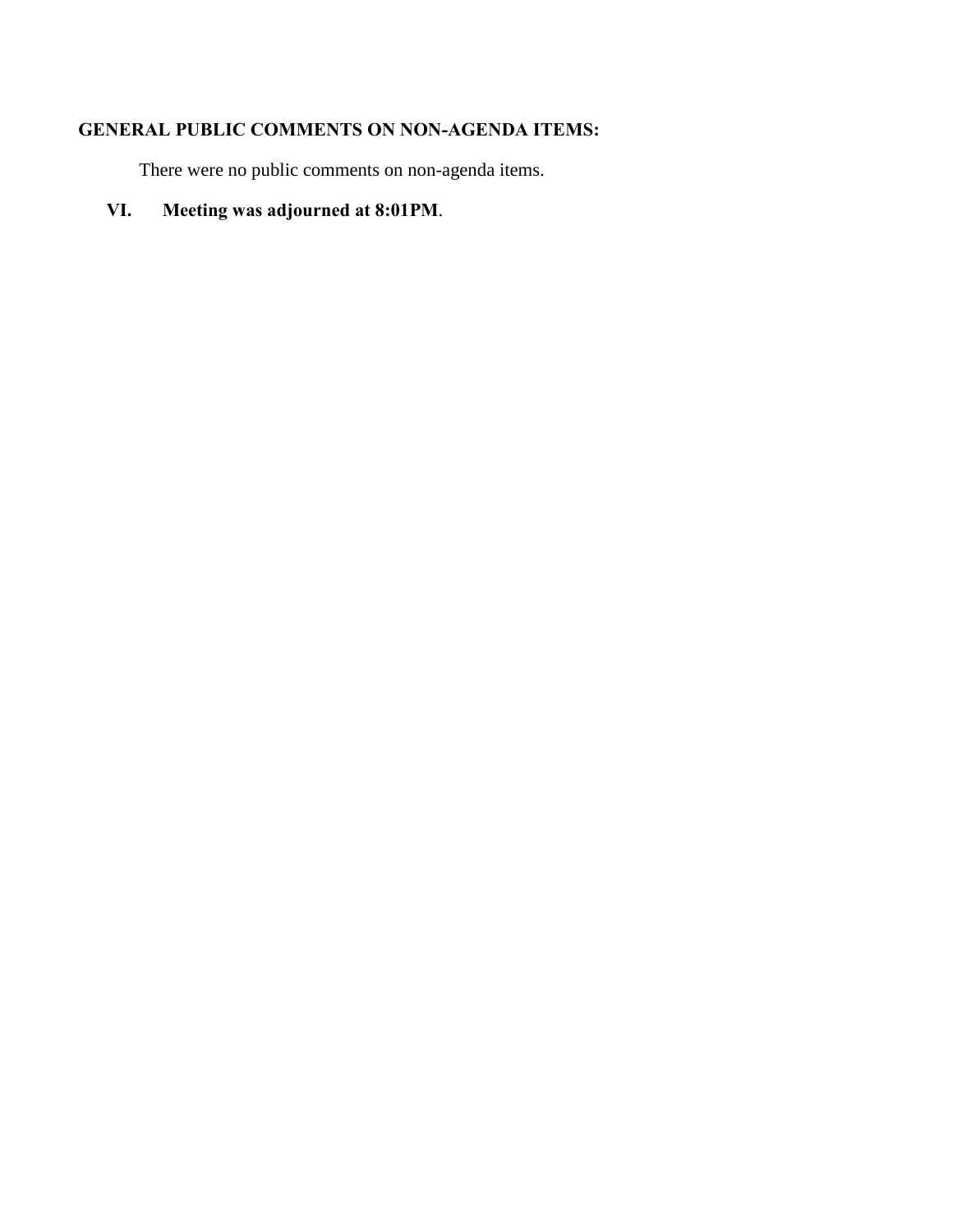**GENERAL PUBLIC COMMENTS ON NON-AGENDA ITEMS:**

There were no public comments on non-agenda items.

**VI. Meeting was adjourned at 8:01PM**.